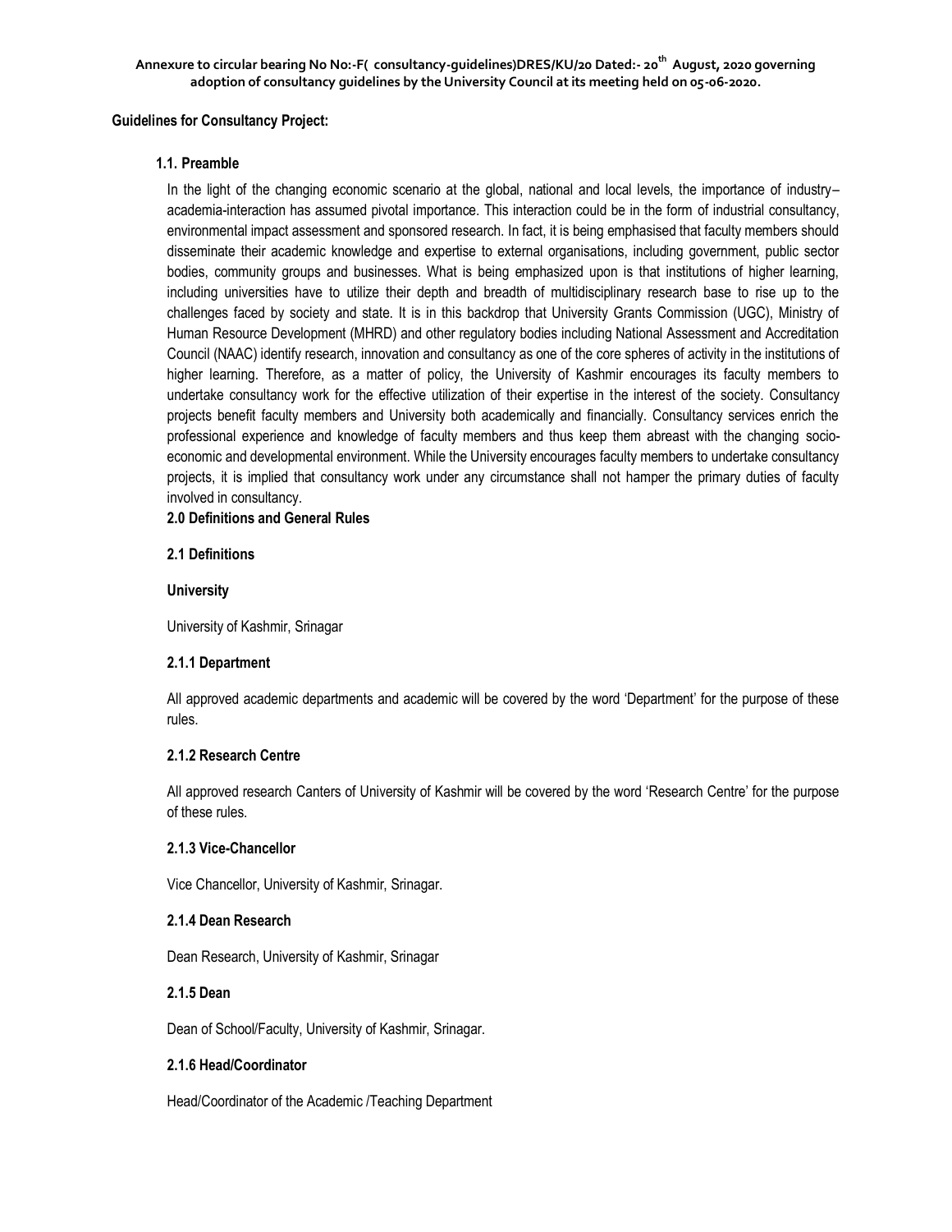**Annexure to circular bearing No No:-F( consultancy-guidelines)DRES/KU/20 Dated:- 20th August, 2020 governing adoption of consultancy guidelines by the University Council at its meeting held on 05-06-2020.**

**Guidelines for Consultancy Project:**

### 1.1. Preamble

In the light of the changing economic scenario at the global, national and local levels, the importance of industry–academia-interaction has assumed pivotal importance. This interaction could be in the form of industrial consultancy, environmental impact assessment and sponsored research. In fact, it is being emphasised that faculty members should disseminate their academic knowledge and expertise to external organisations, including government, public sector bodies, community groups and businesses. What is being emphasized upon is that institutions of higher learning, including universities have to utilize their depth and breadth of multidisciplinary research base to rise up to the challenges faced by society and state. It is in this backdrop that University Grants Commission (UGC), Ministry of Human Resource Development (MHRD) and other regulatory bodies including National Assessment and Accreditation Council (NAAC) identify research, innovation and consultancy as one of the core spheres of activity in the institutions of higher learning. Therefore, as a matter of policy, the University of Kashmir encourages its faculty members to undertake consultancy work for the effective utilization of their expertise in the interest of the society. Consultancy projects benefit faculty members and University both academically and financially. Consultancy services enrich the professional experience and knowledge of faculty members and thus keep them abreast with the changing socio-economic and developmental environment. While the University encourages faculty members to undertake consultancy projects, it is implied that consultancy work under any circumstance shall not hamper the primary duties of faculty involved in consultancy.

### 2.0 Definitions and General Rules

### 2.1 Definitions

**University**

University of Kashmir, Srinagar

**2.1.1 Department**

All approved academic departments and academic will be covered by the word 'Department' for the purpose of these rules.

**2.1.2 Research Centre**

All approved research Canters of University of Kashmir will be covered by the word 'Research Centre' for the purpose of these rules.

**2.1.3 Vice-Chancellor**

Vice Chancellor, University of Kashmir, Srinagar.

**2.1.4 Dean Research**

Dean Research, University of Kashmir, Srinagar

**2.1.5 Dean**

Dean of School/Faculty, University of Kashmir, Srinagar.

**2.1.6 Head/Coordinator**

Head/Coordinator of the Academic /Teaching Department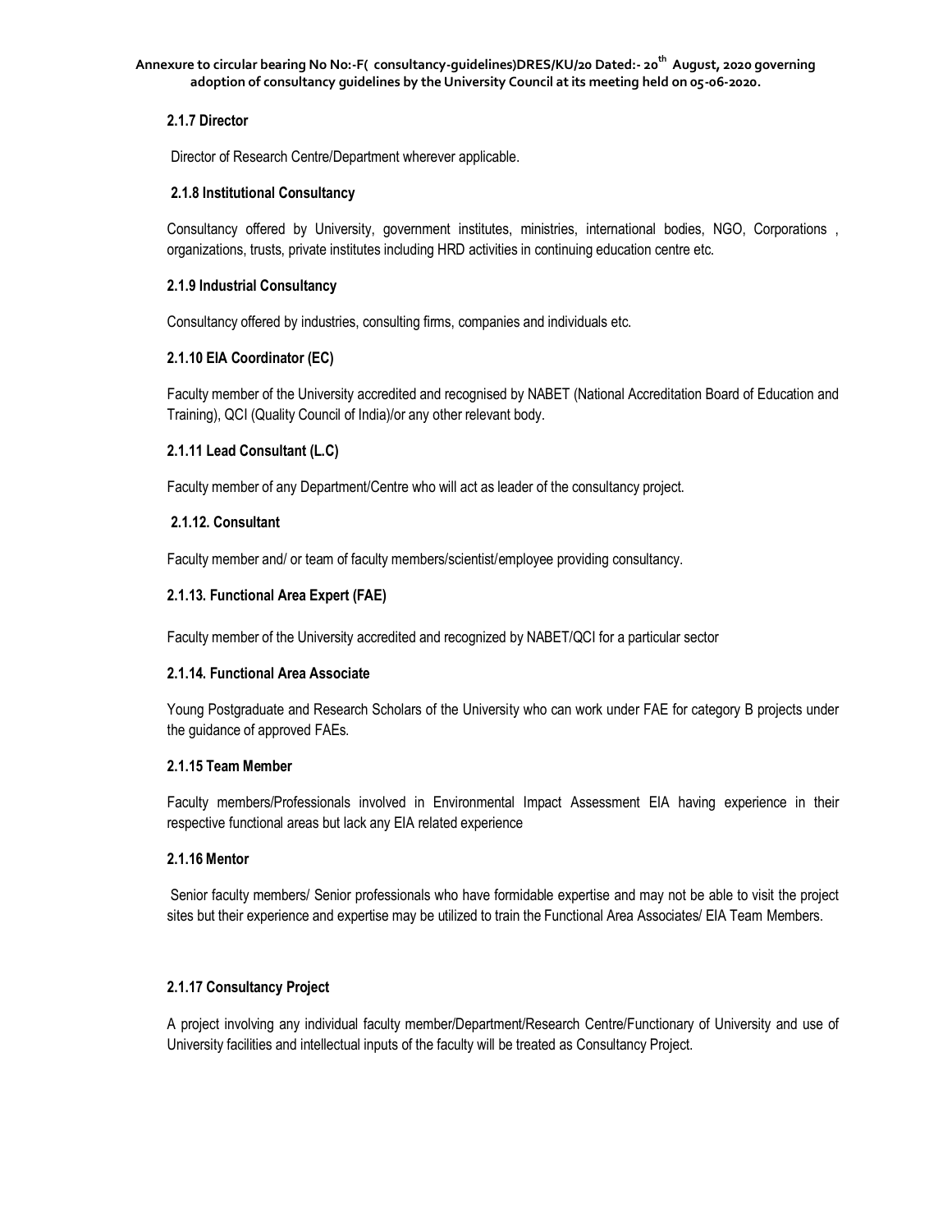#### 2.1.7 Director

Director of Research Centre/Department wherever applicable.

#### 2.1.8 Institutional Consultancy

Consultancy offered by University, government institutes, ministries, international bodies, NGO, Corporations , organizations, trusts, private institutes including HRD activities in continuing education centre etc.

#### 2.1.9 Industrial Consultancy

Consultancy offered by industries, consulting firms, companies and individuals etc.

#### 2.1.10 EIA Coordinator (EC)

Faculty member of the University accredited and recognised by NABET (National Accreditation Board of Education and Training), QCI (Quality Council of India)/or any other relevant body.

#### 2.1.11 Lead Consultant (L.C)

Faculty member of any Department/Centre who will act as leader of the consultancy project.

#### 2.1.12. Consultant

Faculty member and/ or team of faculty members/scientist/employee providing consultancy.

#### 2.1.13. Functional Area Expert (FAE)

Faculty member of the University accredited and recognized by NABET/QCI for a particular sector

#### 2.1.14. Functional Area Associate

Young Postgraduate and Research Scholars of the University who can work under FAE for category B projects under the guidance of approved FAEs.

#### 2.1.15 Team Member

Faculty members/Professionals involved in Environmental Impact Assessment EIA having experience in their respective functional areas but lack any EIA related experience

#### 2.1.16 Mentor

Senior faculty members/ Senior professionals who have formidable expertise and may not be able to visit the project sites but their experience and expertise may be utilized to train the Functional Area Associates/ EIA Team Members.

#### 2.1.17 Consultancy Project

A project involving any individual faculty member/Department/Research Centre/Functionary of University and use of University facilities and intellectual inputs of the faculty will be treated as Consultancy Project.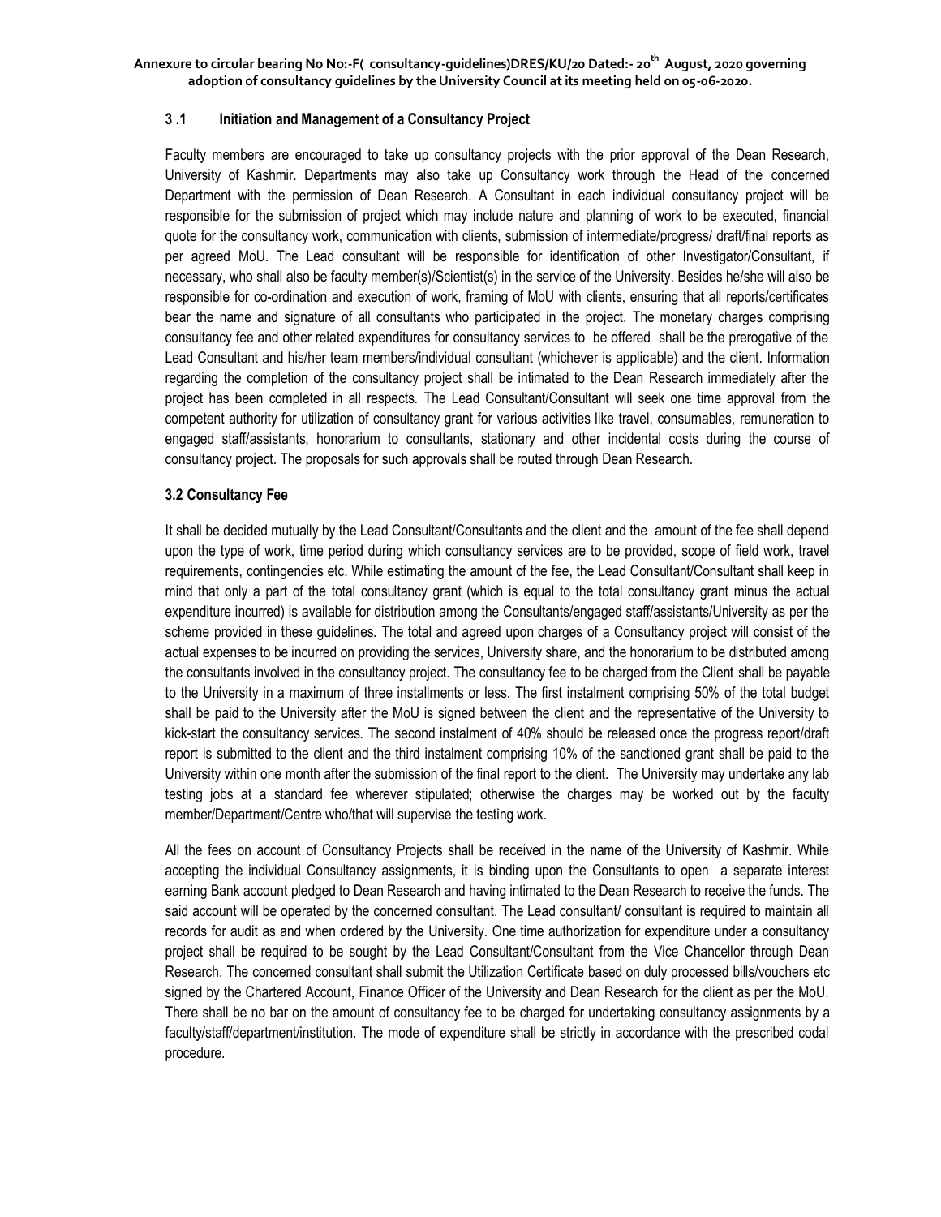### 3 .1 Initiation and Management of a Consultancy Project

Faculty members are encouraged to take up consultancy projects with the prior approval of the Dean Research, University of Kashmir. Departments may also take up Consultancy work through the Head of the concerned Department with the permission of Dean Research. A Consultant in each individual consultancy project will be responsible for the submission of project which may include nature and planning of work to be executed, financial quote for the consultancy work, communication with clients, submission of intermediate/progress/ draft/final reports as per agreed MoU. The Lead consultant will be responsible for identification of other Investigator/Consultant, if necessary, who shall also be faculty member(s)/Scientist(s) in the service of the University. Besides he/she will also be responsible for co-ordination and execution of work, framing of MoU with clients, ensuring that all reports/certificates bear the name and signature of all consultants who participated in the project. The monetary charges comprising consultancy fee and other related expenditures for consultancy services to be offered shall be the prerogative of the Lead Consultant and his/her team members/individual consultant (whichever is applicable) and the client. Information regarding the completion of the consultancy project shall be intimated to the Dean Research immediately after the project has been completed in all respects. The Lead Consultant/Consultant will seek one time approval from the competent authority for utilization of consultancy grant for various activities like travel, consumables, remuneration to engaged staff/assistants, honorarium to consultants, stationary and other incidental costs during the course of consultancy project. The proposals for such approvals shall be routed through Dean Research.

### 3.2 Consultancy Fee

It shall be decided mutually by the Lead Consultant/Consultants and the client and the amount of the fee shall depend upon the type of work, time period during which consultancy services are to be provided, scope of field work, travel requirements, contingencies etc. While estimating the amount of the fee, the Lead Consultant/Consultant shall keep in mind that only a part of the total consultancy grant (which is equal to the total consultancy grant minus the actual expenditure incurred) is available for distribution among the Consultants/engaged staff/assistants/University as per the scheme provided in these guidelines. The total and agreed upon charges of a Consultancy project will consist of the actual expenses to be incurred on providing the services, University share, and the honorarium to be distributed among the consultants involved in the consultancy project. The consultancy fee to be charged from the Client shall be payable to the University in a maximum of three installments or less. The first instalment comprising 50% of the total budget shall be paid to the University after the MoU is signed between the client and the representative of the University to kick-start the consultancy services. The second instalment of 40% should be released once the progress report/draft report is submitted to the client and the third instalment comprising 10% of the sanctioned grant shall be paid to the University within one month after the submission of the final report to the client. The University may undertake any lab testing jobs at a standard fee wherever stipulated; otherwise the charges may be worked out by the faculty member/Department/Centre who/that will supervise the testing work.

All the fees on account of Consultancy Projects shall be received in the name of the University of Kashmir. While accepting the individual Consultancy assignments, it is binding upon the Consultants to open a separate interest earning Bank account pledged to Dean Research and having intimated to the Dean Research to receive the funds. The said account will be operated by the concerned consultant. The Lead consultant/ consultant is required to maintain all records for audit as and when ordered by the University. One time authorization for expenditure under a consultancy project shall be required to be sought by the Lead Consultant/Consultant from the Vice Chancellor through Dean Research. The concerned consultant shall submit the Utilization Certificate based on duly processed bills/vouchers etc signed by the Chartered Account, Finance Officer of the University and Dean Research for the client as per the MoU. There shall be no bar on the amount of consultancy fee to be charged for undertaking consultancy assignments by a faculty/staff/department/institution. The mode of expenditure shall be strictly in accordance with the prescribed codal procedure.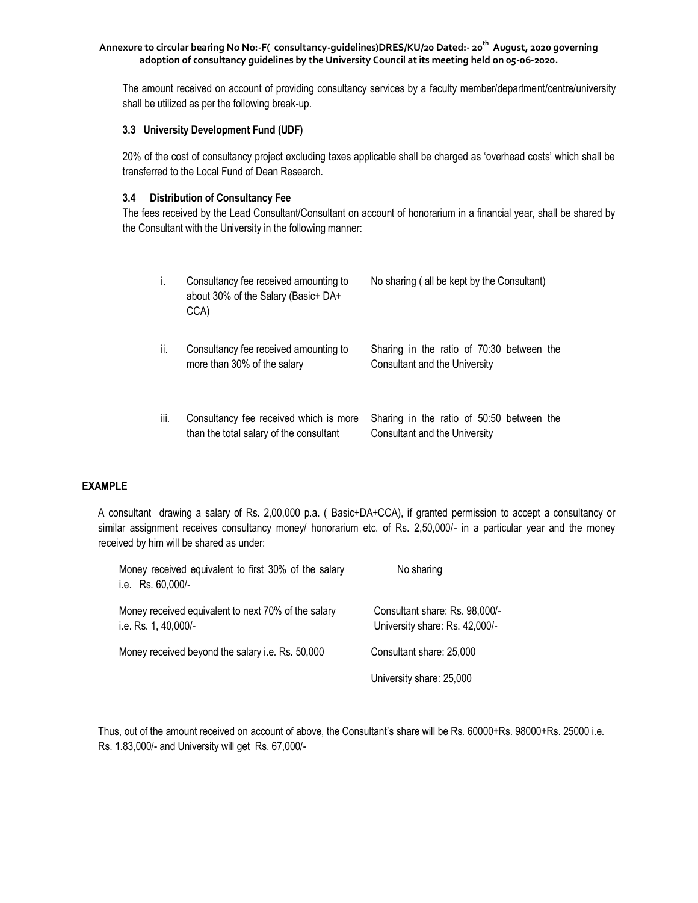Annexure to circular bearing No No:-F( consultancy-guidelines)DRES/KU/20 Dated:- 20th August, 2020 governing adoption of consultancy guidelines by the University Council at its meeting held on 05-06-2020.

The amount received on account of providing consultancy services by a faculty member/department/centre/university shall be utilized as per the following break-up.

### 3.3 University Development Fund (UDF)

20% of the cost of consultancy project excluding taxes applicable shall be charged as 'overhead costs' which shall be transferred to the Local Fund of Dean Research.

### 3.4 Distribution of Consultancy Fee

The fees received by the Lead Consultant/Consultant on account of honorarium in a financial year, shall be shared by the Consultant with the University in the following manner:

| | | |
|---|---|---|
| i. | Consultancy fee received amounting to about 30% of the Salary (Basic+ DA+ CCA) | No sharing ( all be kept by the Consultant) |
| ii. | Consultancy fee received amounting to more than 30% of the salary | Sharing in the ratio of 70:30 between the Consultant and the University |
| iii. | Consultancy fee received which is more than the total salary of the consultant | Sharing in the ratio of 50:50 between the Consultant and the University |

**EXAMPLE**

A consultant drawing a salary of Rs. 2,00,000 p.a. ( Basic+DA+CCA), if granted permission to accept a consultancy or similar assignment receives consultancy money/ honorarium etc. of Rs. 2,50,000/- in a particular year and the money received by him will be shared as under:

| | |
|---|---|
| Money received equivalent to first 30% of the salary i.e. Rs. 60,000/- | No sharing |
| Money received equivalent to next 70% of the salary i.e. Rs. 1, 40,000/- | Consultant share: Rs. 98,000/- University share: Rs. 42,000/- |
| Money received beyond the salary i.e. Rs. 50,000 | Consultant share: 25,000 University share: 25,000 |

Thus, out of the amount received on account of above, the Consultant's share will be Rs. 60000+Rs. 98000+Rs. 25000 i.e. Rs. 1.83,000/- and University will get Rs. 67,000/-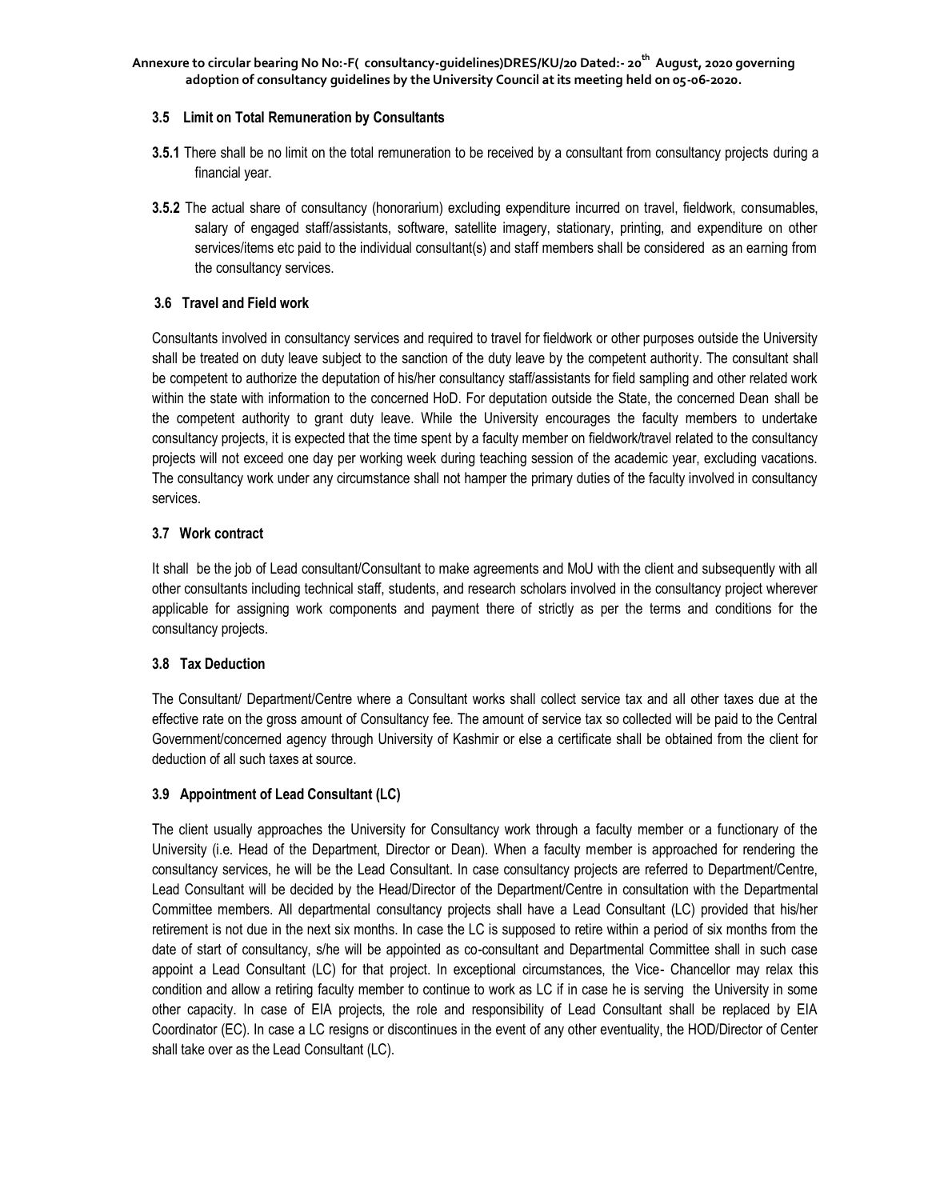### 3.5 Limit on Total Remuneration by Consultants

**3.5.1** There shall be no limit on the total remuneration to be received by a consultant from consultancy projects during a financial year.

**3.5.2** The actual share of consultancy (honorarium) excluding expenditure incurred on travel, fieldwork, consumables, salary of engaged staff/assistants, software, satellite imagery, stationary, printing, and expenditure on other services/items etc paid to the individual consultant(s) and staff members shall be considered as an earning from the consultancy services.

### 3.6 Travel and Field work

Consultants involved in consultancy services and required to travel for fieldwork or other purposes outside the University shall be treated on duty leave subject to the sanction of the duty leave by the competent authority. The consultant shall be competent to authorize the deputation of his/her consultancy staff/assistants for field sampling and other related work within the state with information to the concerned HoD. For deputation outside the State, the concerned Dean shall be the competent authority to grant duty leave. While the University encourages the faculty members to undertake consultancy projects, it is expected that the time spent by a faculty member on fieldwork/travel related to the consultancy projects will not exceed one day per working week during teaching session of the academic year, excluding vacations. The consultancy work under any circumstance shall not hamper the primary duties of the faculty involved in consultancy services.

### 3.7 Work contract

It shall be the job of Lead consultant/Consultant to make agreements and MoU with the client and subsequently with all other consultants including technical staff, students, and research scholars involved in the consultancy project wherever applicable for assigning work components and payment there of strictly as per the terms and conditions for the consultancy projects.

### 3.8 Tax Deduction

The Consultant/ Department/Centre where a Consultant works shall collect service tax and all other taxes due at the effective rate on the gross amount of Consultancy fee. The amount of service tax so collected will be paid to the Central Government/concerned agency through University of Kashmir or else a certificate shall be obtained from the client for deduction of all such taxes at source.

### 3.9 Appointment of Lead Consultant (LC)

The client usually approaches the University for Consultancy work through a faculty member or a functionary of the University (i.e. Head of the Department, Director or Dean). When a faculty member is approached for rendering the consultancy services, he will be the Lead Consultant. In case consultancy projects are referred to Department/Centre, Lead Consultant will be decided by the Head/Director of the Department/Centre in consultation with the Departmental Committee members. All departmental consultancy projects shall have a Lead Consultant (LC) provided that his/her retirement is not due in the next six months. In case the LC is supposed to retire within a period of six months from the date of start of consultancy, s/he will be appointed as co-consultant and Departmental Committee shall in such case appoint a Lead Consultant (LC) for that project. In exceptional circumstances, the Vice- Chancellor may relax this condition and allow a retiring faculty member to continue to work as LC if in case he is serving the University in some other capacity. In case of EIA projects, the role and responsibility of Lead Consultant shall be replaced by EIA Coordinator (EC). In case a LC resigns or discontinues in the event of any other eventuality, the HOD/Director of Center shall take over as the Lead Consultant (LC).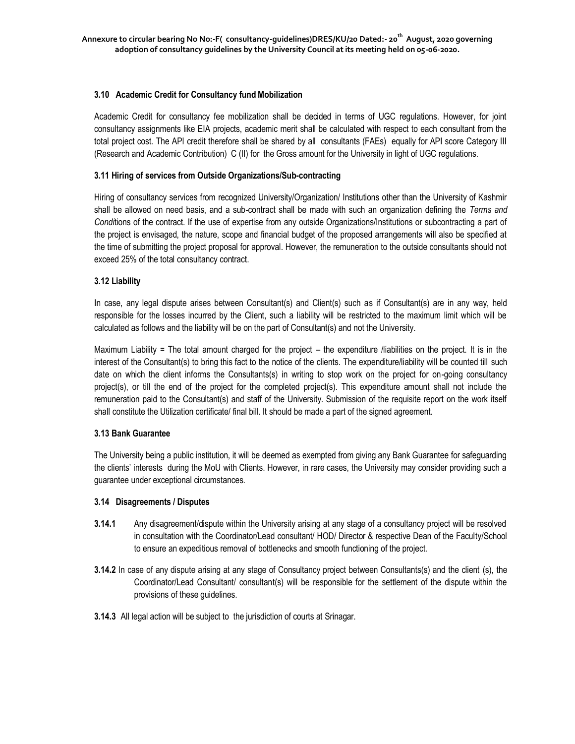### 3.10 Academic Credit for Consultancy fund Mobilization

Academic Credit for consultancy fee mobilization shall be decided in terms of UGC regulations. However, for joint consultancy assignments like EIA projects, academic merit shall be calculated with respect to each consultant from the total project cost. The API credit therefore shall be shared by all consultants (FAEs) equally for API score Category III (Research and Academic Contribution) C (II) for the Gross amount for the University in light of UGC regulations.

### 3.11 Hiring of services from Outside Organizations/Sub-contracting

Hiring of consultancy services from recognized University/Organization/ Institutions other than the University of Kashmir shall be allowed on need basis, and a sub-contract shall be made with such an organization defining the *Terms and Condi*tions of the contract. If the use of expertise from any outside Organizations/Institutions or subcontracting a part of the project is envisaged, the nature, scope and financial budget of the proposed arrangements will also be specified at the time of submitting the project proposal for approval. However, the remuneration to the outside consultants should not exceed 25% of the total consultancy contract.

### 3.12 Liability

In case, any legal dispute arises between Consultant(s) and Client(s) such as if Consultant(s) are in any way, held responsible for the losses incurred by the Client, such a liability will be restricted to the maximum limit which will be calculated as follows and the liability will be on the part of Consultant(s) and not the University.

Maximum Liability = The total amount charged for the project – the expenditure /liabilities on the project. It is in the interest of the Consultant(s) to bring this fact to the notice of the clients. The expenditure/liability will be counted till such date on which the client informs the Consultants(s) in writing to stop work on the project for on-going consultancy project(s), or till the end of the project for the completed project(s). This expenditure amount shall not include the remuneration paid to the Consultant(s) and staff of the University. Submission of the requisite report on the work itself shall constitute the Utilization certificate/ final bill. It should be made a part of the signed agreement.

### 3.13 Bank Guarantee

The University being a public institution, it will be deemed as exempted from giving any Bank Guarantee for safeguarding the clients' interests during the MoU with Clients. However, in rare cases, the University may consider providing such a guarantee under exceptional circumstances.

### 3.14 Disagreements / Disputes

**3.14.1** Any disagreement/dispute within the University arising at any stage of a consultancy project will be resolved in consultation with the Coordinator/Lead consultant/ HOD/ Director & respective Dean of the Faculty/School to ensure an expeditious removal of bottlenecks and smooth functioning of the project.

**3.14.2** In case of any dispute arising at any stage of Consultancy project between Consultants(s) and the client (s), the Coordinator/Lead Consultant/ consultant(s) will be responsible for the settlement of the dispute within the provisions of these guidelines.

**3.14.3** All legal action will be subject to the jurisdiction of courts at Srinagar.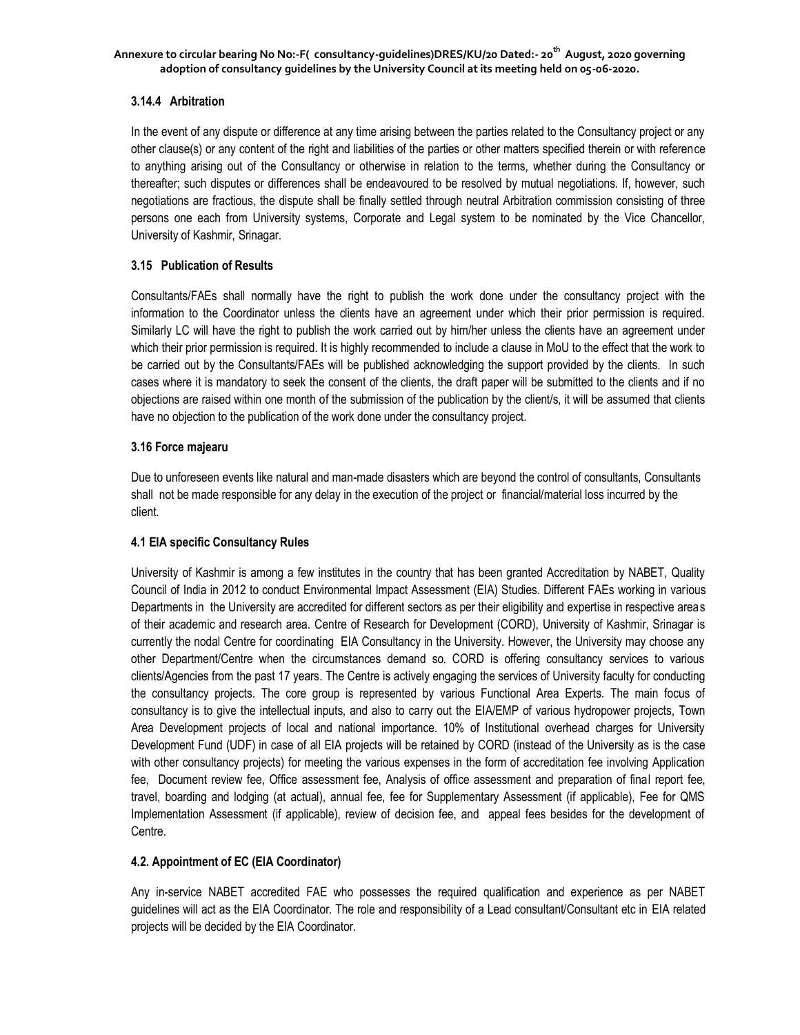### 3.14.4 Arbitration

In the event of any dispute or difference at any time arising between the parties related to the Consultancy project or any other clause(s) or any content of the right and liabilities of the parties or other matters specified therein or with reference to anything arising out of the Consultancy or otherwise in relation to the terms, whether during the Consultancy or thereafter; such disputes or differences shall be endeavoured to be resolved by mutual negotiations. If, however, such negotiations are fractious, the dispute shall be finally settled through neutral Arbitration commission consisting of three persons one each from University systems, Corporate and Legal system to be nominated by the Vice Chancellor, University of Kashmir, Srinagar.

### 3.15 Publication of Results

Consultants/FAEs shall normally have the right to publish the work done under the consultancy project with the information to the Coordinator unless the clients have an agreement under which their prior permission is required. Similarly LC will have the right to publish the work carried out by him/her unless the clients have an agreement under which their prior permission is required. It is highly recommended to include a clause in MoU to the effect that the work to be carried out by the Consultants/FAEs will be published acknowledging the support provided by the clients. In such cases where it is mandatory to seek the consent of the clients, the draft paper will be submitted to the clients and if no objections are raised within one month of the submission of the publication by the client/s, it will be assumed that clients have no objection to the publication of the work done under the consultancy project.

### 3.16 Force majearu

Due to unforeseen events like natural and man-made disasters which are beyond the control of consultants, Consultants shall not be made responsible for any delay in the execution of the project or financial/material loss incurred by the client.

### 4.1 EIA specific Consultancy Rules

University of Kashmir is among a few institutes in the country that has been granted Accreditation by NABET, Quality Council of India in 2012 to conduct Environmental Impact Assessment (EIA) Studies. Different FAEs working in various Departments in the University are accredited for different sectors as per their eligibility and expertise in respective areas of their academic and research area. Centre of Research for Development (CORD), University of Kashmir, Srinagar is currently the nodal Centre for coordinating EIA Consultancy in the University. However, the University may choose any other Department/Centre when the circumstances demand so. CORD is offering consultancy services to various clients/Agencies from the past 17 years. The Centre is actively engaging the services of University faculty for conducting the consultancy projects. The core group is represented by various Functional Area Experts. The main focus of consultancy is to give the intellectual inputs, and also to carry out the EIA/EMP of various hydropower projects, Town Area Development projects of local and national importance. 10% of Institutional overhead charges for University Development Fund (UDF) in case of all EIA projects will be retained by CORD (instead of the University as is the case with other consultancy projects) for meeting the various expenses in the form of accreditation fee involving Application fee, Document review fee, Office assessment fee, Analysis of office assessment and preparation of final report fee, travel, boarding and lodging (at actual), annual fee, fee for Supplementary Assessment (if applicable), Fee for QMS Implementation Assessment (if applicable), review of decision fee, and appeal fees besides for the development of Centre.

### 4.2. Appointment of EC (EIA Coordinator)

Any in-service NABET accredited FAE who possesses the required qualification and experience as per NABET guidelines will act as the EIA Coordinator. The role and responsibility of a Lead consultant/Consultant etc in EIA related projects will be decided by the EIA Coordinator.